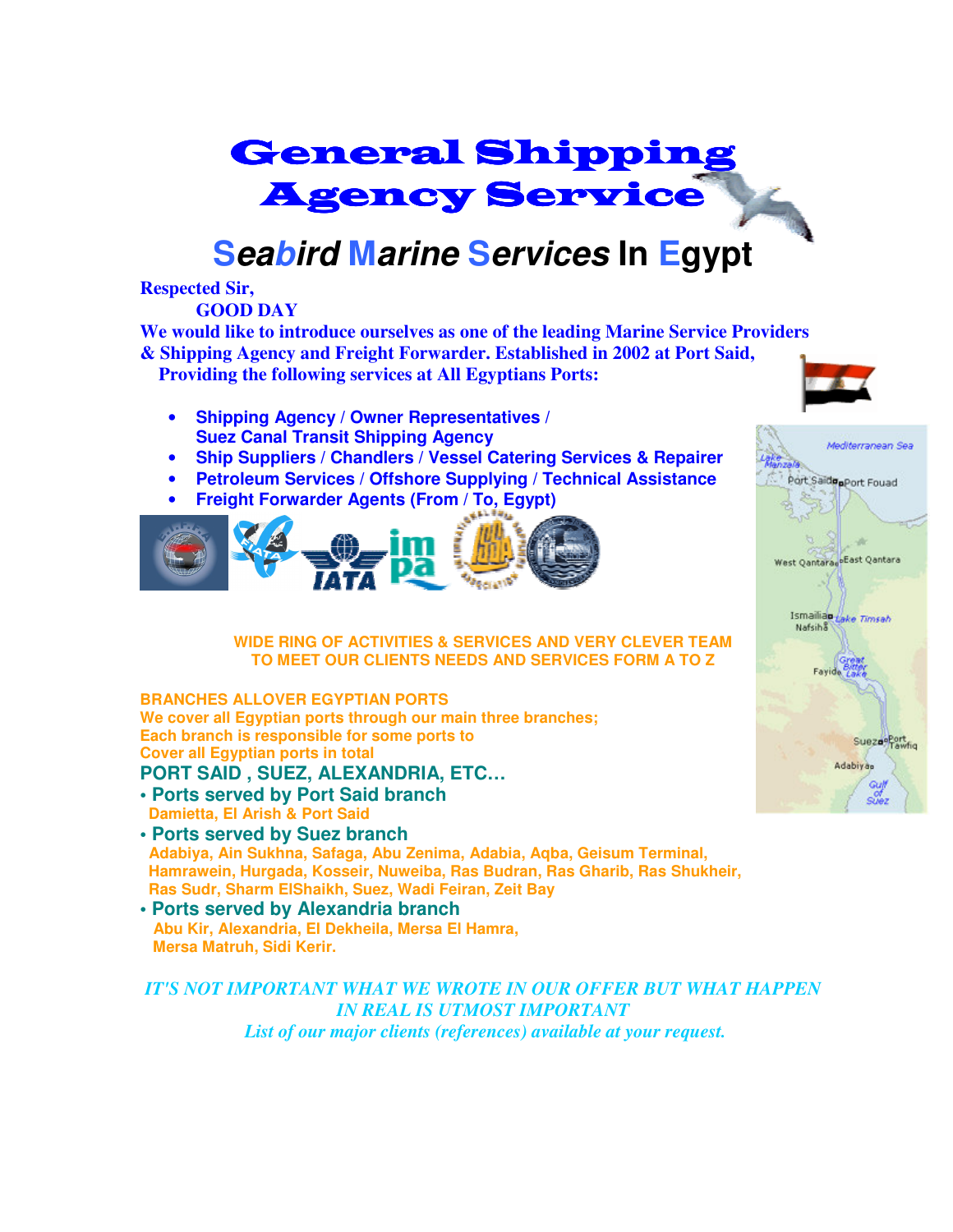# General Shipping Agency Service

## Seabird Marine Services In Egypt

**Respected Sir,**

**GOOD DAY**

**We would like to introduce ourselves as one of the leading Marine Service Providers & Shipping Agency and Freight Forwarder. Established in 2002 at Port Said, Providing the following services at All Egyptians Ports:**

- **Shipping Agency / Owner Representatives / Suez Canal Transit Shipping Agency**
- **Ship Suppliers / Chandlers / Vessel Catering Services & Repairer**
- **Petroleum Services / Offshore Supplying / Technical Assistance**
- **Freight Forwarder Agents (From / To, Egypt)**

**WIDE RING OF ACTIVITIES & SERVICES AND VERY CLEVER TEAM TO MEET OUR CLIENTS NEEDS AND SERVICES FORM A TO Z**

**BRANCHES ALLOVER EGYPTIAN PORTS**

**We cover all Egyptian ports through our main three branches; Each branch is responsible for some ports to Cover all Egyptian ports in total**

**PORT SAID , SUEZ, ALEXANDRIA, ETC…**

- **Ports served by Port Said branch**
  **Damietta, El Arish & Port Said**
- **Ports served by Suez branch**
  **Adabiya, Ain Sukhna, Safaga, Abu Zenima, Adabia, Aqba, Geisum Terminal, Hamrawein, Hurgada, Kosseir, Nuweiba, Ras Budran, Ras Gharib, Ras Shukheir, Ras Sudr, Sharm ElShaikh, Suez, Wadi Feiran, Zeit Bay**
- **Ports served by Alexandria branch**
  **Abu Kir, Alexandria, El Dekheila, Mersa El Hamra, Mersa Matruh, Sidi Kerir.**

***IT'S NOT IMPORTANT WHAT WE WROTE IN OUR OFFER BUT WHAT HAPPEN IN REAL IS UTMOST IMPORTANT***

***List of our major clients (references) available at your request.***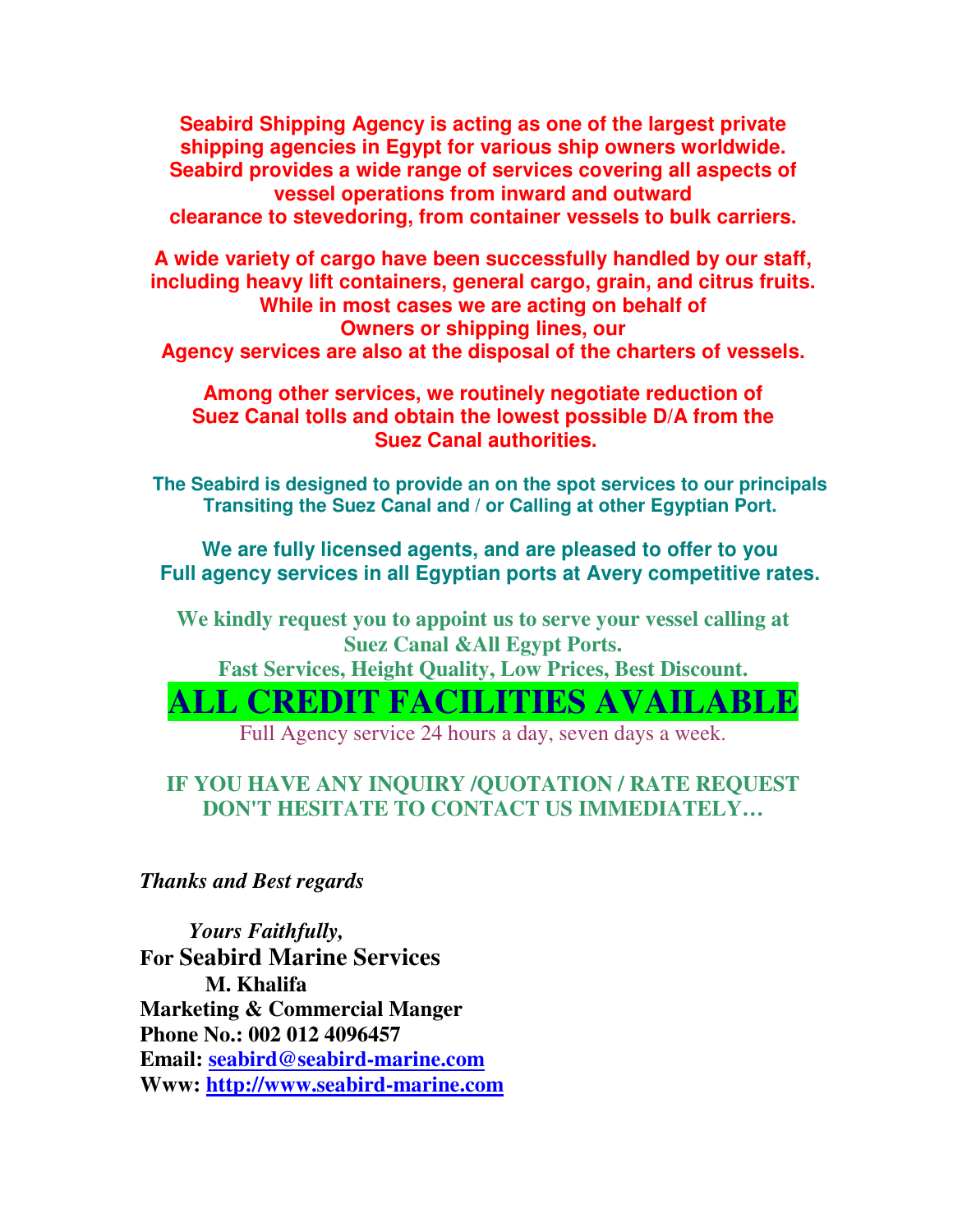**Seabird Shipping Agency is acting as one of the largest private shipping agencies in Egypt for various ship owners worldwide. Seabird provides a wide range of services covering all aspects of vessel operations from inward and outward clearance to stevedoring, from container vessels to bulk carriers.**

**A wide variety of cargo have been successfully handled by our staff, including heavy lift containers, general cargo, grain, and citrus fruits. While in most cases we are acting on behalf of Owners or shipping lines, our Agency services are also at the disposal of the charters of vessels.**

**Among other services, we routinely negotiate reduction of Suez Canal tolls and obtain the lowest possible D/A from the Suez Canal authorities.**

**The Seabird is designed to provide an on the spot services to our principals Transiting the Suez Canal and / or Calling at other Egyptian Port.**

**We are fully licensed agents, and are pleased to offer to you Full agency services in all Egyptian ports at Avery competitive rates.**

**We kindly request you to appoint us to serve your vessel calling at Suez Canal &All Egypt Ports.**
**Fast Services, Height Quality, Low Prices, Best Discount.**

# ALL CREDIT FACILITIES AVAILABLE

Full Agency service 24 hours a day, seven days a week.

**IF YOU HAVE ANY INQUIRY /QUOTATION / RATE REQUEST DON'T HESITATE TO CONTACT US IMMEDIATELY…**

***Thanks and Best regards***

***Yours Faithfully,***
**For Seabird Marine Services**
**M. Khalifa**
**Marketing & Commercial Manger**
**Phone No.: 002 012 4096457**
**Email: seabird@seabird-marine.com**
**Www: http://www.seabird-marine.com**